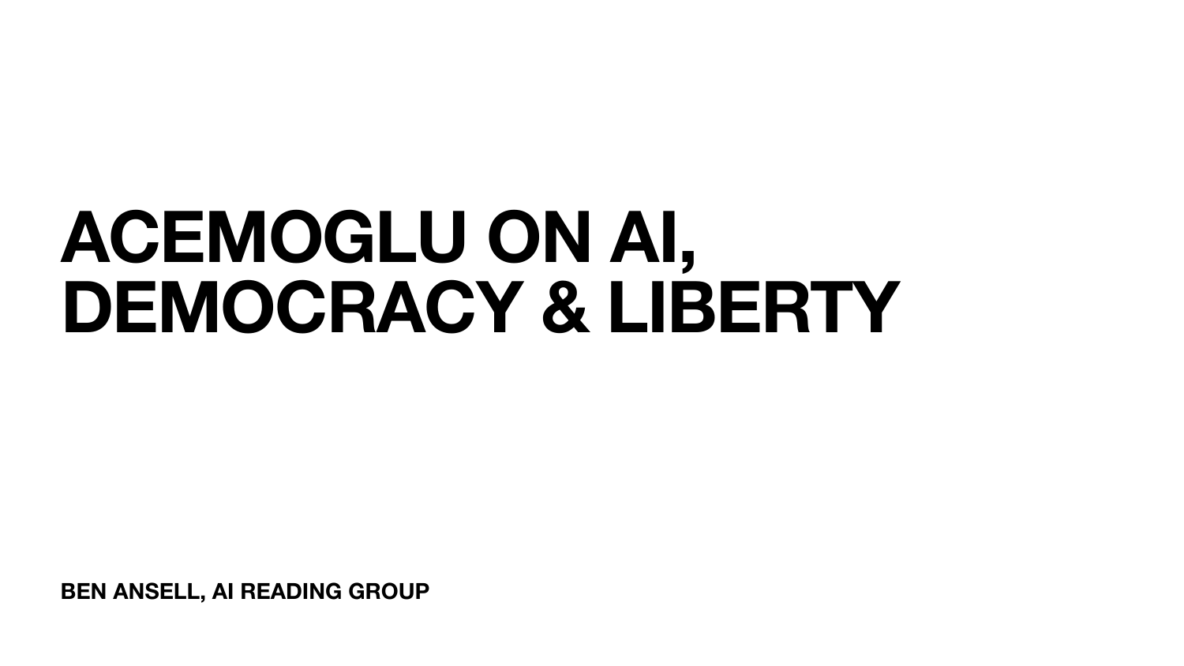# ACEMOGLU ON AI, DEMOCRACY & LIBERTY

**BEN ANSELL, AI READING GROUP**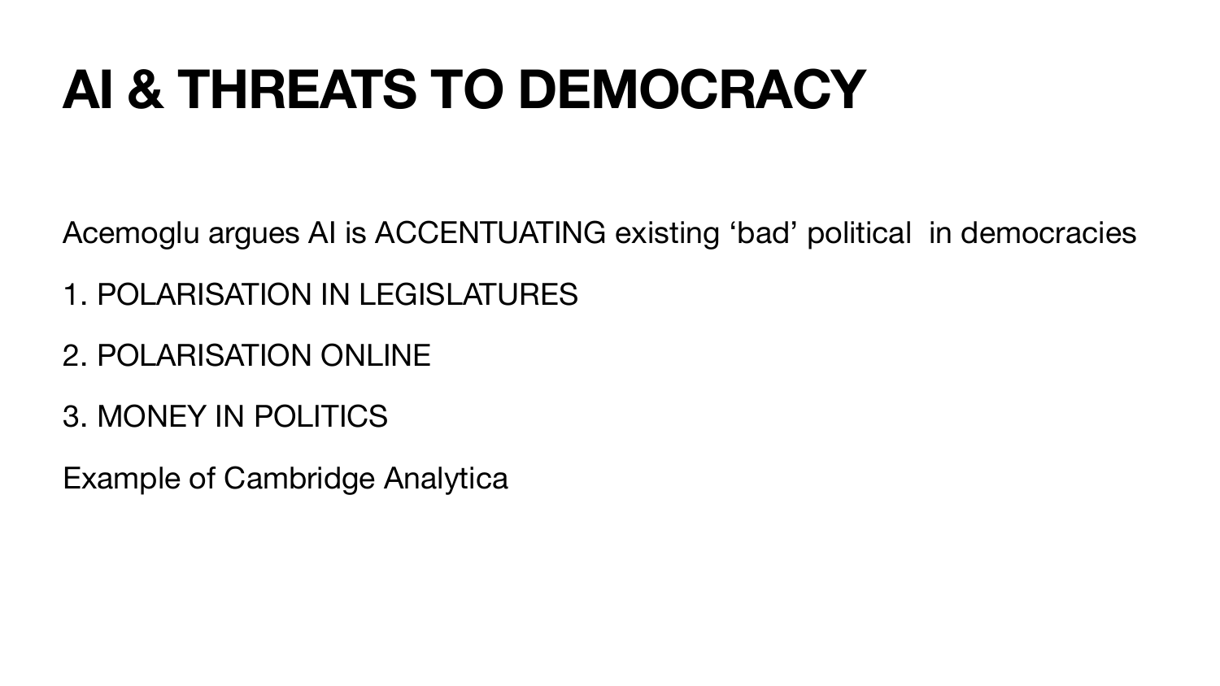# AI & THREATS TO DEMOCRACY

Acemoglu argues AI is ACCENTUATING existing ‘bad’ political  in democracies

1. POLARISATION IN LEGISLATURES

2. POLARISATION ONLINE

3. MONEY IN POLITICS

Example of Cambridge Analytica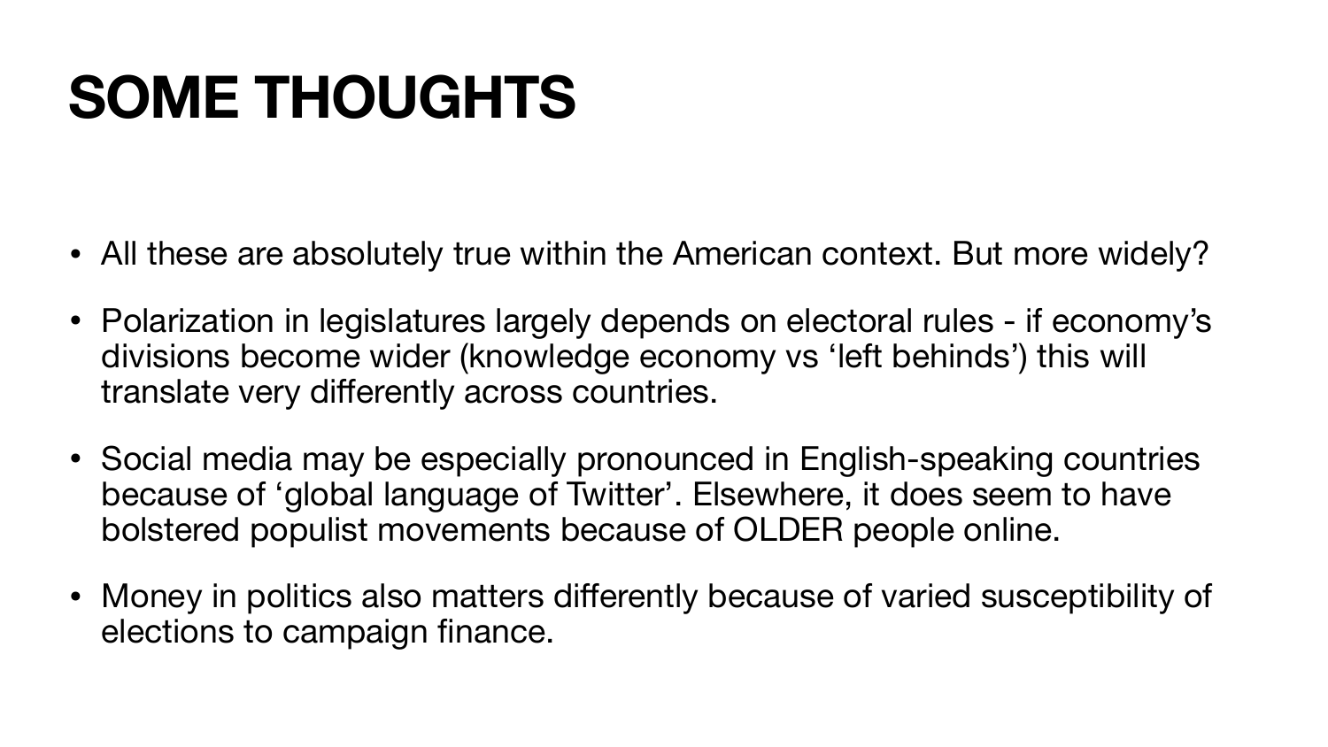# SOME THOUGHTS

- All these are absolutely true within the American context. But more widely?
- Polarization in legislatures largely depends on electoral rules - if economy's divisions become wider (knowledge economy vs 'left behinds') this will translate very differently across countries.
- Social media may be especially pronounced in English-speaking countries because of 'global language of Twitter'. Elsewhere, it does seem to have bolstered populist movements because of OLDER people online.
- Money in politics also matters differently because of varied susceptibility of elections to campaign finance.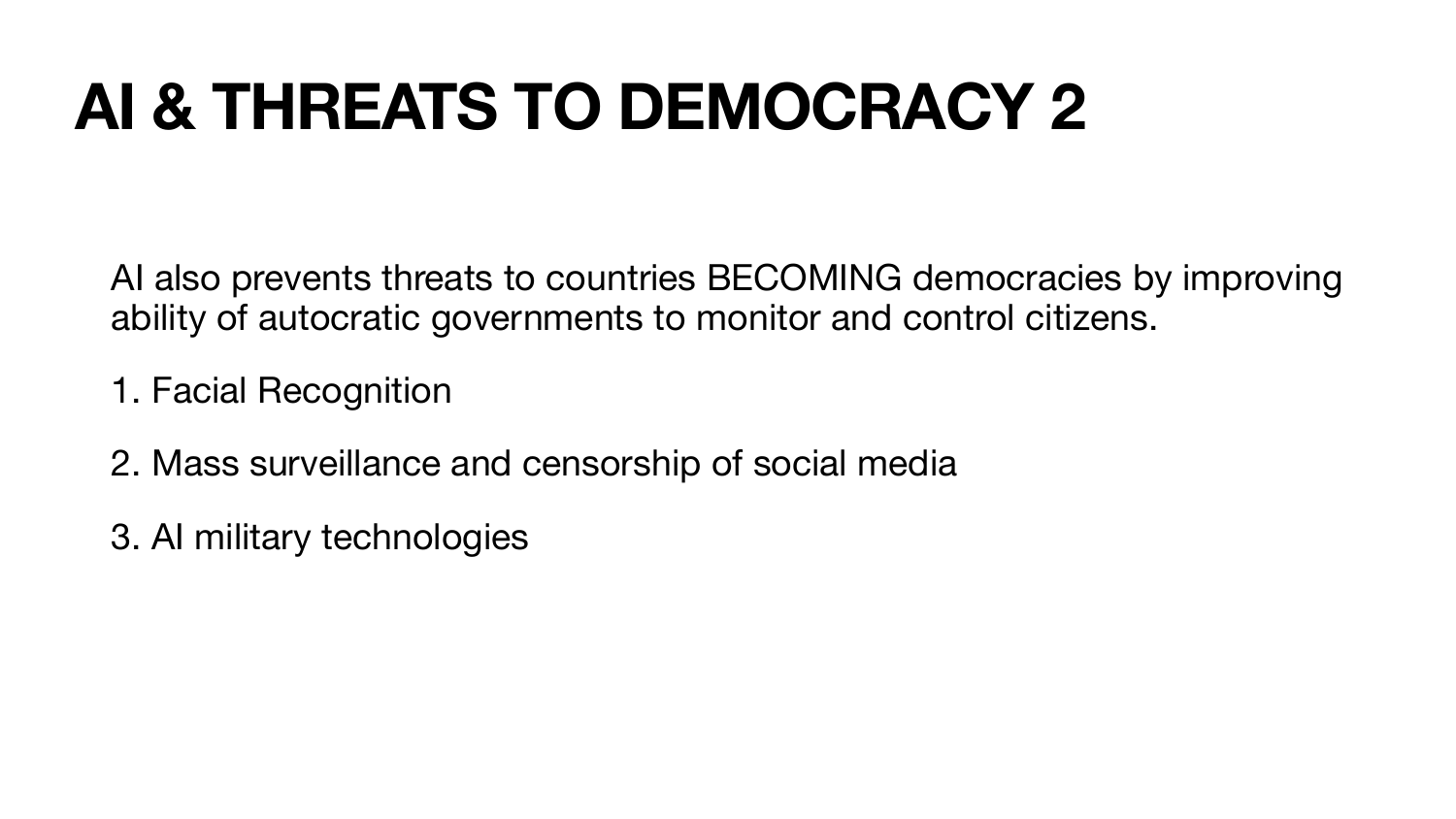# AI & THREATS TO DEMOCRACY 2

AI also prevents threats to countries BECOMING democracies by improving ability of autocratic governments to monitor and control citizens.

1. Facial Recognition

2. Mass surveillance and censorship of social media

3. AI military technologies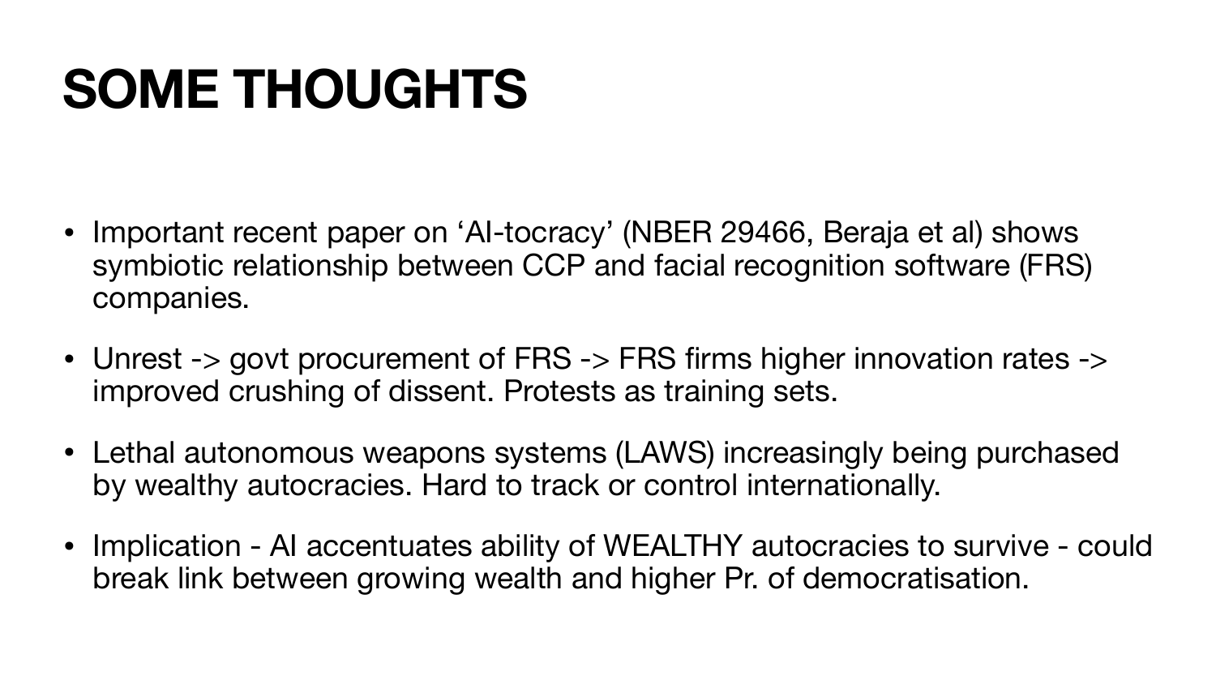# SOME THOUGHTS

- Important recent paper on 'AI-tocracy' (NBER 29466, Beraja et al) shows symbiotic relationship between CCP and facial recognition software (FRS) companies.
- Unrest -> govt procurement of FRS -> FRS firms higher innovation rates -> improved crushing of dissent. Protests as training sets.
- Lethal autonomous weapons systems (LAWS) increasingly being purchased by wealthy autocracies. Hard to track or control internationally.
- Implication - AI accentuates ability of WEALTHY autocracies to survive - could break link between growing wealth and higher Pr. of democratisation.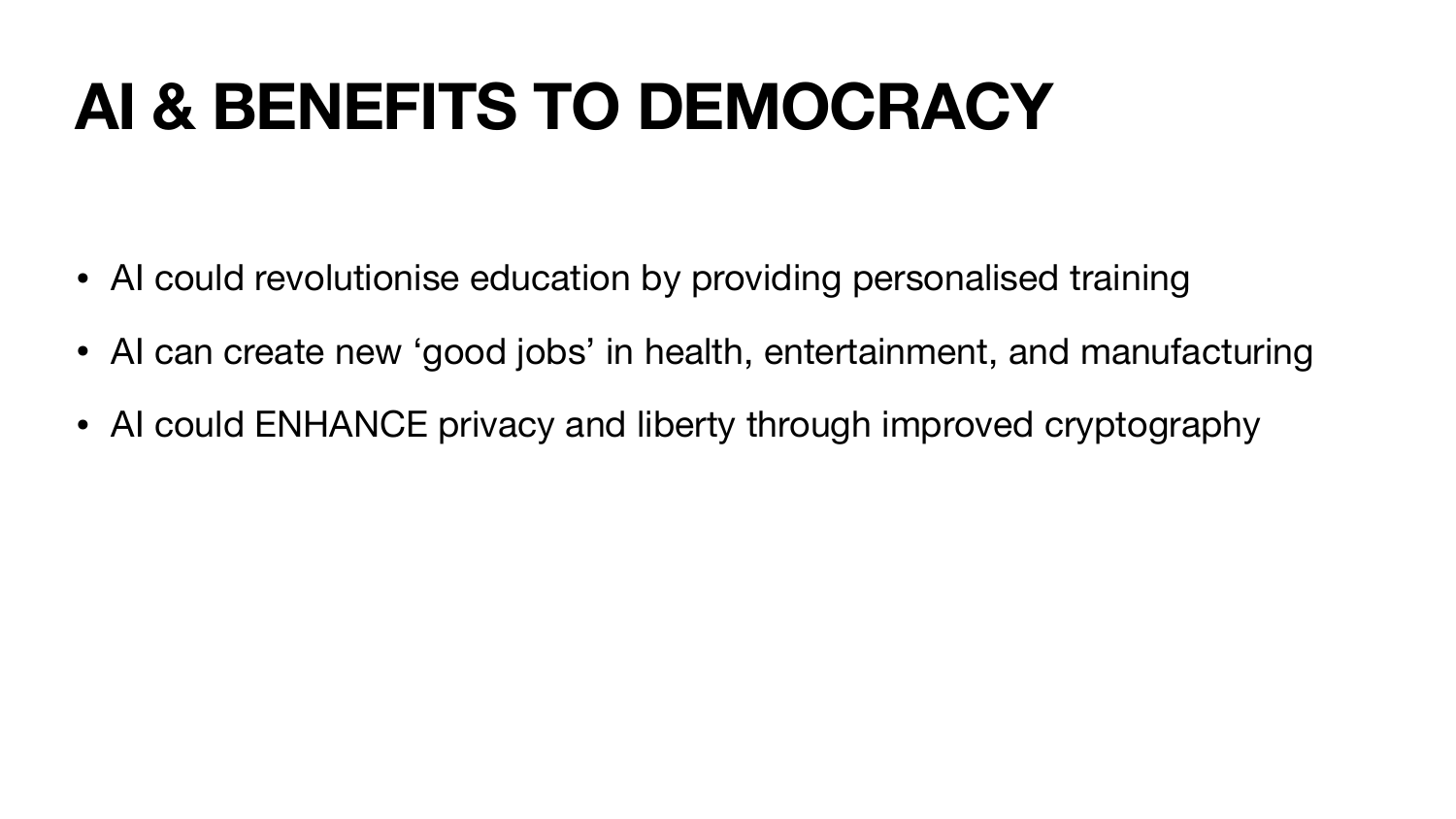# AI & BENEFITS TO DEMOCRACY

- AI could revolutionise education by providing personalised training
- AI can create new ‘good jobs’ in health, entertainment, and manufacturing
- AI could ENHANCE privacy and liberty through improved cryptography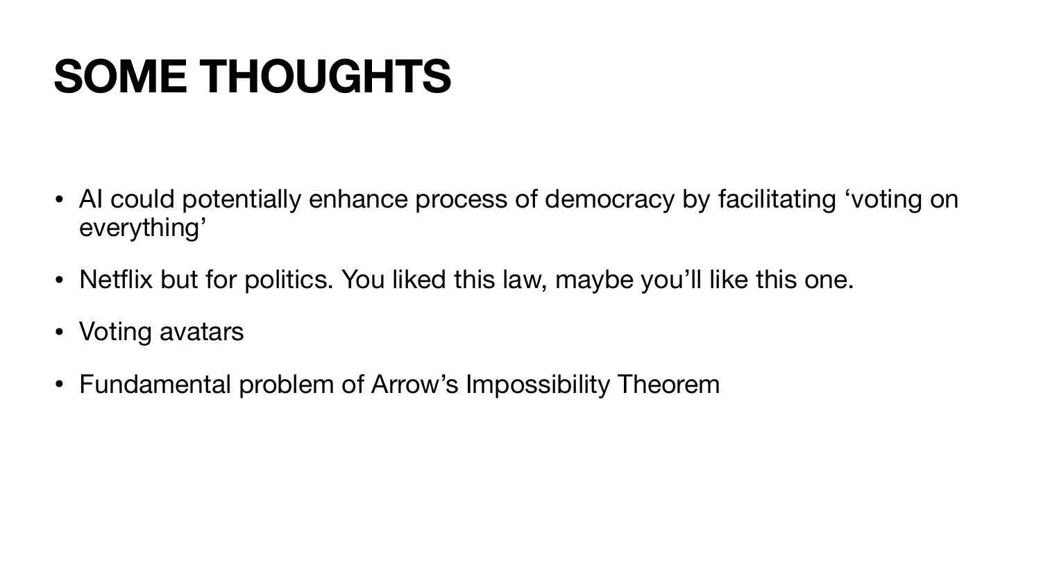# SOME THOUGHTS

- AI could potentially enhance process of democracy by facilitating ‘voting on everything’
- Netflix but for politics. You liked this law, maybe you’ll like this one.
- Voting avatars
- Fundamental problem of Arrow’s Impossibility Theorem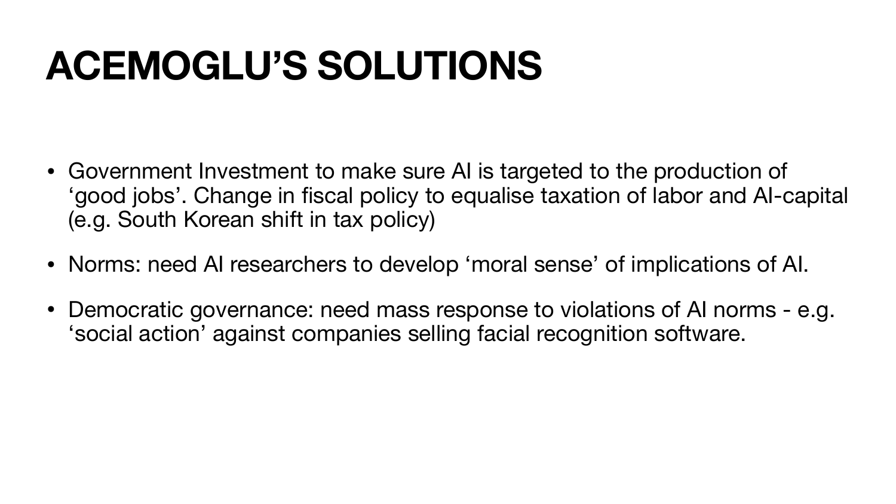# ACEMOGLU'S SOLUTIONS

- Government Investment to make sure AI is targeted to the production of 'good jobs'. Change in fiscal policy to equalise taxation of labor and AI-capital (e.g. South Korean shift in tax policy)
- Norms: need AI researchers to develop 'moral sense' of implications of AI.
- Democratic governance: need mass response to violations of AI norms - e.g. 'social action' against companies selling facial recognition software.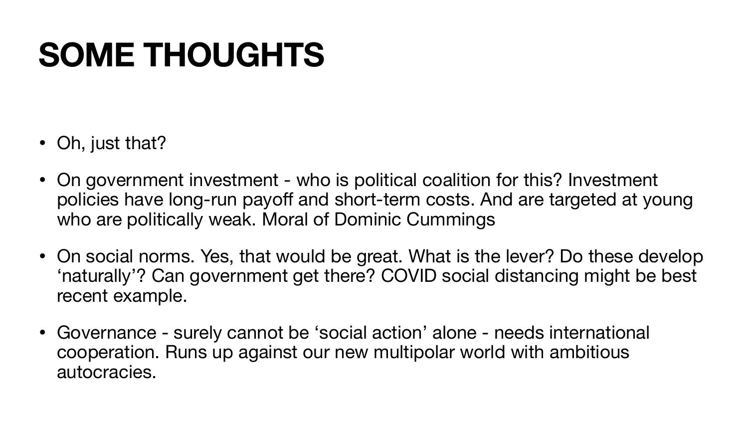# SOME THOUGHTS

- Oh, just that?
- On government investment - who is political coalition for this? Investment policies have long-run payoff and short-term costs. And are targeted at young who are politically weak. Moral of Dominic Cummings
- On social norms. Yes, that would be great. What is the lever? Do these develop 'naturally'? Can government get there? COVID social distancing might be best recent example.
- Governance - surely cannot be 'social action' alone - needs international cooperation. Runs up against our new multipolar world with ambitious autocracies.